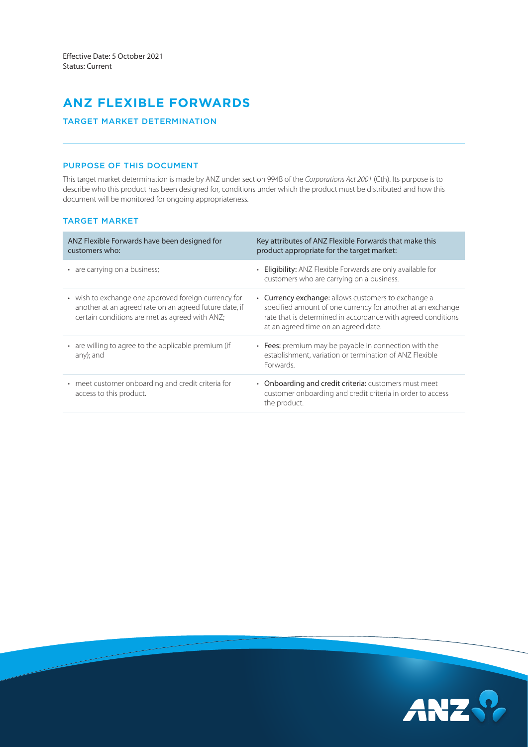Effective Date: 5 October 2021
Status: Current

# ANZ FLEXIBLE FORWARDS

## TARGET MARKET DETERMINATION

### PURPOSE OF THIS DOCUMENT

This target market determination is made by ANZ under section 994B of the *Corporations Act 2001* (Cth). Its purpose is to describe who this product has been designed for, conditions under which the product must be distributed and how this document will be monitored for ongoing appropriateness.

### TARGET MARKET

| ANZ Flexible Forwards have been designed for customers who: | Key attributes of ANZ Flexible Forwards that make this product appropriate for the target market: |
|---|---|
| • are carrying on a business; | • **Eligibility:** ANZ Flexible Forwards are only available for customers who are carrying on a business. |
| • wish to exchange one approved foreign currency for another at an agreed rate on an agreed future date, if certain conditions are met as agreed with ANZ; | • **Currency exchange:** allows customers to exchange a specified amount of one currency for another at an exchange rate that is determined in accordance with agreed conditions at an agreed time on an agreed date. |
| • are willing to agree to the applicable premium (if any); and | • **Fees:** premium may be payable in connection with the establishment, variation or termination of ANZ Flexible Forwards. |
| • meet customer onboarding and credit criteria for access to this product. | • **Onboarding and credit criteria:** customers must meet customer onboarding and credit criteria in order to access the product. |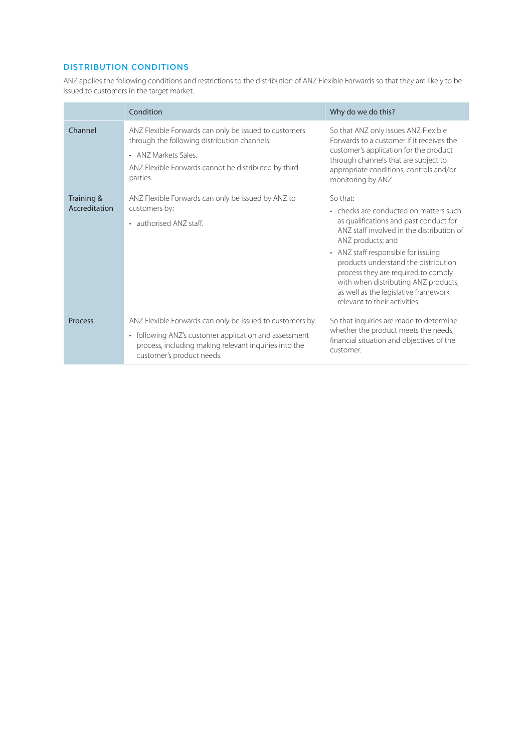## DISTRIBUTION CONDITIONS

ANZ applies the following conditions and restrictions to the distribution of ANZ Flexible Forwards so that they are likely to be issued to customers in the target market.

| | Condition | Why do we do this? |
|---|---|---|
| Channel | ANZ Flexible Forwards can only be issued to customers through the following distribution channels:<br>• ANZ Markets Sales.<br>ANZ Flexible Forwards cannot be distributed by third parties. | So that ANZ only issues ANZ Flexible Forwards to a customer if it receives the customer's application for the product through channels that are subject to appropriate conditions, controls and/or monitoring by ANZ. |
| Training & Accreditation | ANZ Flexible Forwards can only be issued by ANZ to customers by:<br>• authorised ANZ staff. | So that:<br>• checks are conducted on matters such as qualifications and past conduct for ANZ staff involved in the distribution of ANZ products; and<br>• ANZ staff responsible for issuing products understand the distribution process they are required to comply with when distributing ANZ products, as well as the legislative framework relevant to their activities. |
| Process | ANZ Flexible Forwards can only be issued to customers by:<br>• following ANZ's customer application and assessment process, including making relevant inquiries into the customer's product needs. | So that inquiries are made to determine whether the product meets the needs, financial situation and objectives of the customer. |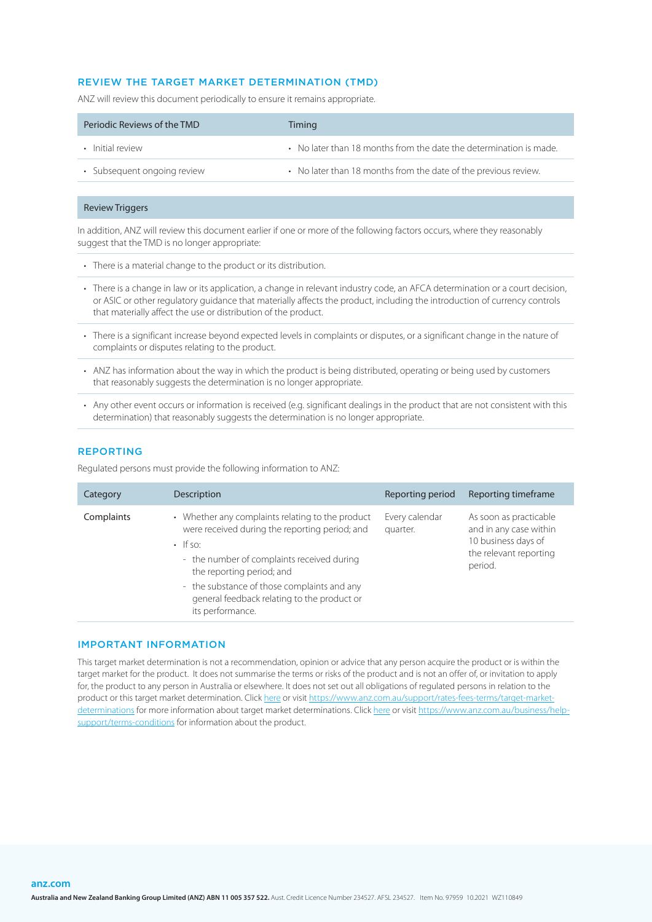## REVIEW THE TARGET MARKET DETERMINATION (TMD)

ANZ will review this document periodically to ensure it remains appropriate.

| Periodic Reviews of the TMD | Timing |
|---|---|
| • Initial review | • No later than 18 months from the date the determination is made. |
| • Subsequent ongoing review | • No later than 18 months from the date of the previous review. |

| Review Triggers |
|---|
| In addition, ANZ will review this document earlier if one or more of the following factors occurs, where they reasonably suggest that the TMD is no longer appropriate: |
| • There is a material change to the product or its distribution. |
| • There is a change in law or its application, a change in relevant industry code, an AFCA determination or a court decision, or ASIC or other regulatory guidance that materially affects the product, including the introduction of currency controls that materially affect the use or distribution of the product. |
| • There is a significant increase beyond expected levels in complaints or disputes, or a significant change in the nature of complaints or disputes relating to the product. |
| • ANZ has information about the way in which the product is being distributed, operating or being used by customers that reasonably suggests the determination is no longer appropriate. |
| • Any other event occurs or information is received (e.g. significant dealings in the product that are not consistent with this determination) that reasonably suggests the determination is no longer appropriate. |

## REPORTING

Regulated persons must provide the following information to ANZ:

| Category | Description | Reporting period | Reporting timeframe |
|---|---|---|---|
| Complaints | • Whether any complaints relating to the product were received during the reporting period; and<br>• If so:<br>- the number of complaints received during the reporting period; and<br>- the substance of those complaints and any general feedback relating to the product or its performance. | Every calendar quarter. | As soon as practicable and in any case within 10 business days of the relevant reporting period. |

## IMPORTANT INFORMATION

This target market determination is not a recommendation, opinion or advice that any person acquire the product or is within the target market for the product. It does not summarise the terms or risks of the product and is not an offer of, or invitation to apply for, the product to any person in Australia or elsewhere. It does not set out all obligations of regulated persons in relation to the product or this target market determination. Click here or visit https://www.anz.com.au/support/rates-fees-terms/target-market-determinations for more information about target market determinations. Click here or visit https://www.anz.com.au/business/help-support/terms-conditions for information about the product.

**anz.com**

**Australia and New Zealand Banking Group Limited (ANZ) ABN 11 005 357 522.** Aust. Credit Licence Number 234527. AFSL 234527. Item No. 97959 10.2021 WZ110849